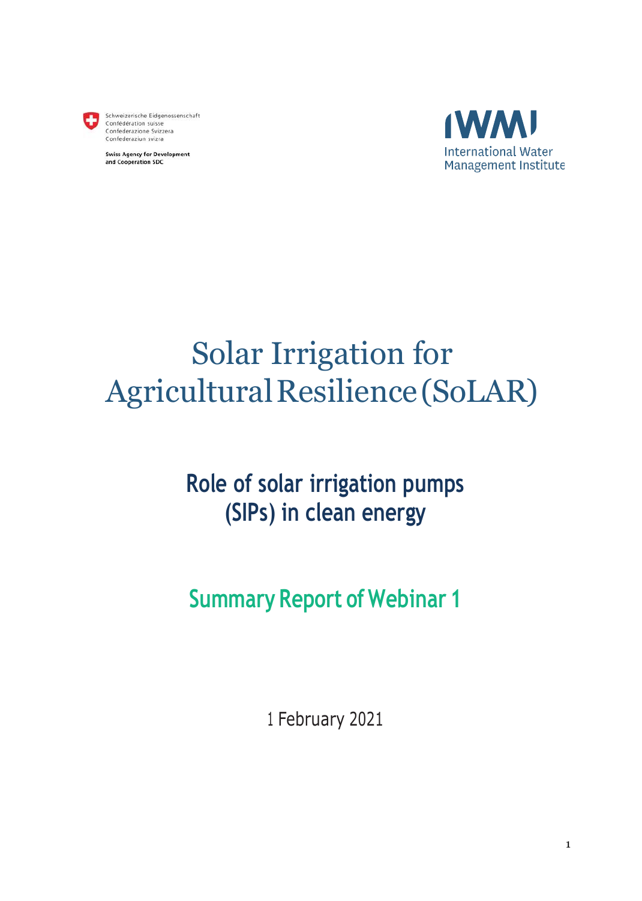Schweizerische Eidgenossenschaft
Confédération suisse
Confederazione Svizzera
Confederaziun svizra

Swiss Agency for Development and Cooperation SDC

IWMI
International Water Management Institute

# Solar Irrigation for Agricultural Resilience (SoLAR)

## Role of solar irrigation pumps (SIPs) in clean energy

## Summary Report of Webinar 1

1 February 2021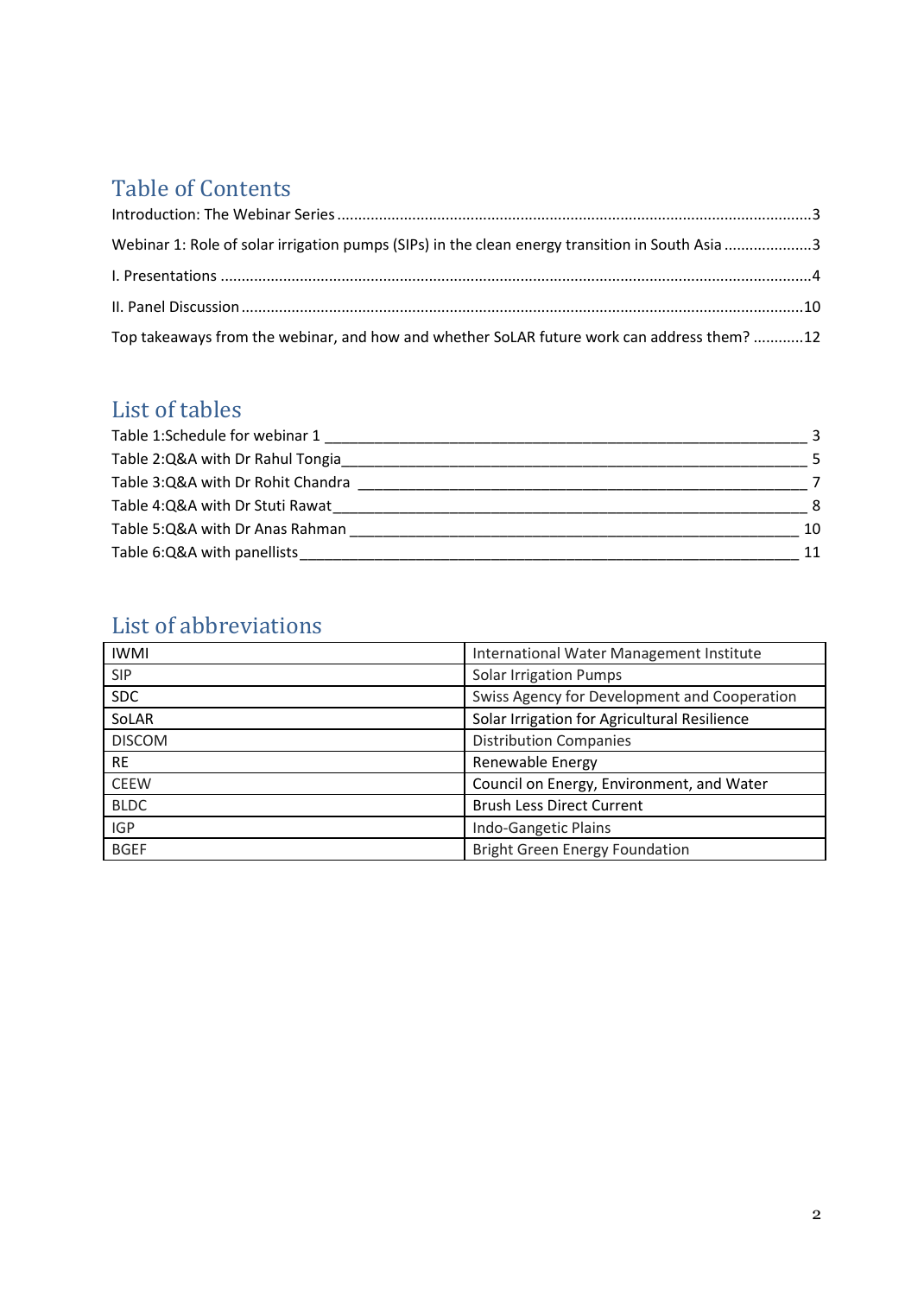## Table of Contents

Introduction: The Webinar Series ........................................................................................................3

Webinar 1: Role of solar irrigation pumps (SIPs) in the clean energy transition in South Asia .....................3

I. Presentations ........................................................................................................................................4

II. Panel Discussion ..................................................................................................................................10

Top takeaways from the webinar, and how and whether SoLAR future work can address them? ............12

## List of tables

Table 1:Schedule for webinar 1 ________________________________________________________ 3
Table 2:Q&A with Dr Rahul Tongia______________________________________________________ 5
Table 3:Q&A with Dr Rohit Chandra _____________________________________________________ 7
Table 4:Q&A with Dr Stuti Rawat_______________________________________________________ 8
Table 5:Q&A with Dr Anas Rahman _____________________________________________________ 10
Table 6:Q&A with panellists___________________________________________________________ 11

## List of abbreviations

| | |
|---|---|
| IWMI | International Water Management Institute |
| SIP | Solar Irrigation Pumps |
| SDC | Swiss Agency for Development and Cooperation |
| SoLAR | Solar Irrigation for Agricultural Resilience |
| DISCOM | Distribution Companies |
| RE | Renewable Energy |
| CEEW | Council on Energy, Environment, and Water |
| BLDC | Brush Less Direct Current |
| IGP | Indo-Gangetic Plains |
| BGEF | Bright Green Energy Foundation |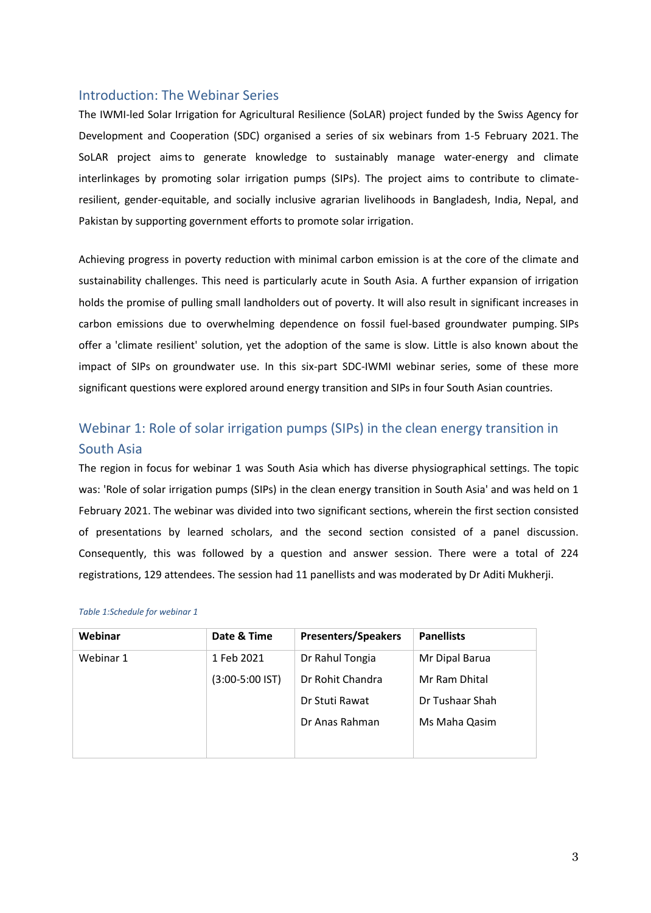## Introduction: The Webinar Series

The IWMI-led Solar Irrigation for Agricultural Resilience (SoLAR) project funded by the Swiss Agency for Development and Cooperation (SDC) organised a series of six webinars from 1-5 February 2021. The SoLAR project aims to generate knowledge to sustainably manage water-energy and climate interlinkages by promoting solar irrigation pumps (SIPs). The project aims to contribute to climate-resilient, gender-equitable, and socially inclusive agrarian livelihoods in Bangladesh, India, Nepal, and Pakistan by supporting government efforts to promote solar irrigation.

Achieving progress in poverty reduction with minimal carbon emission is at the core of the climate and sustainability challenges. This need is particularly acute in South Asia. A further expansion of irrigation holds the promise of pulling small landholders out of poverty. It will also result in significant increases in carbon emissions due to overwhelming dependence on fossil fuel-based groundwater pumping. SIPs offer a 'climate resilient' solution, yet the adoption of the same is slow. Little is also known about the impact of SIPs on groundwater use. In this six-part SDC-IWMI webinar series, some of these more significant questions were explored around energy transition and SIPs in four South Asian countries.

## Webinar 1: Role of solar irrigation pumps (SIPs) in the clean energy transition in South Asia

The region in focus for webinar 1 was South Asia which has diverse physiographical settings. The topic was: 'Role of solar irrigation pumps (SIPs) in the clean energy transition in South Asia' and was held on 1 February 2021. The webinar was divided into two significant sections, wherein the first section consisted of presentations by learned scholars, and the second section consisted of a panel discussion. Consequently, this was followed by a question and answer session. There were a total of 224 registrations, 129 attendees. The session had 11 panellists and was moderated by Dr Aditi Mukherji.

*Table 1:Schedule for webinar 1*

| Webinar | Date & Time | Presenters/Speakers | Panellists |
|---|---|---|---|
| Webinar 1 | 1 Feb 2021<br>(3:00-5:00 IST) | Dr Rahul Tongia<br>Dr Rohit Chandra<br>Dr Stuti Rawat<br>Dr Anas Rahman | Mr Dipal Barua<br>Mr Ram Dhital<br>Dr Tushaar Shah<br>Ms Maha Qasim |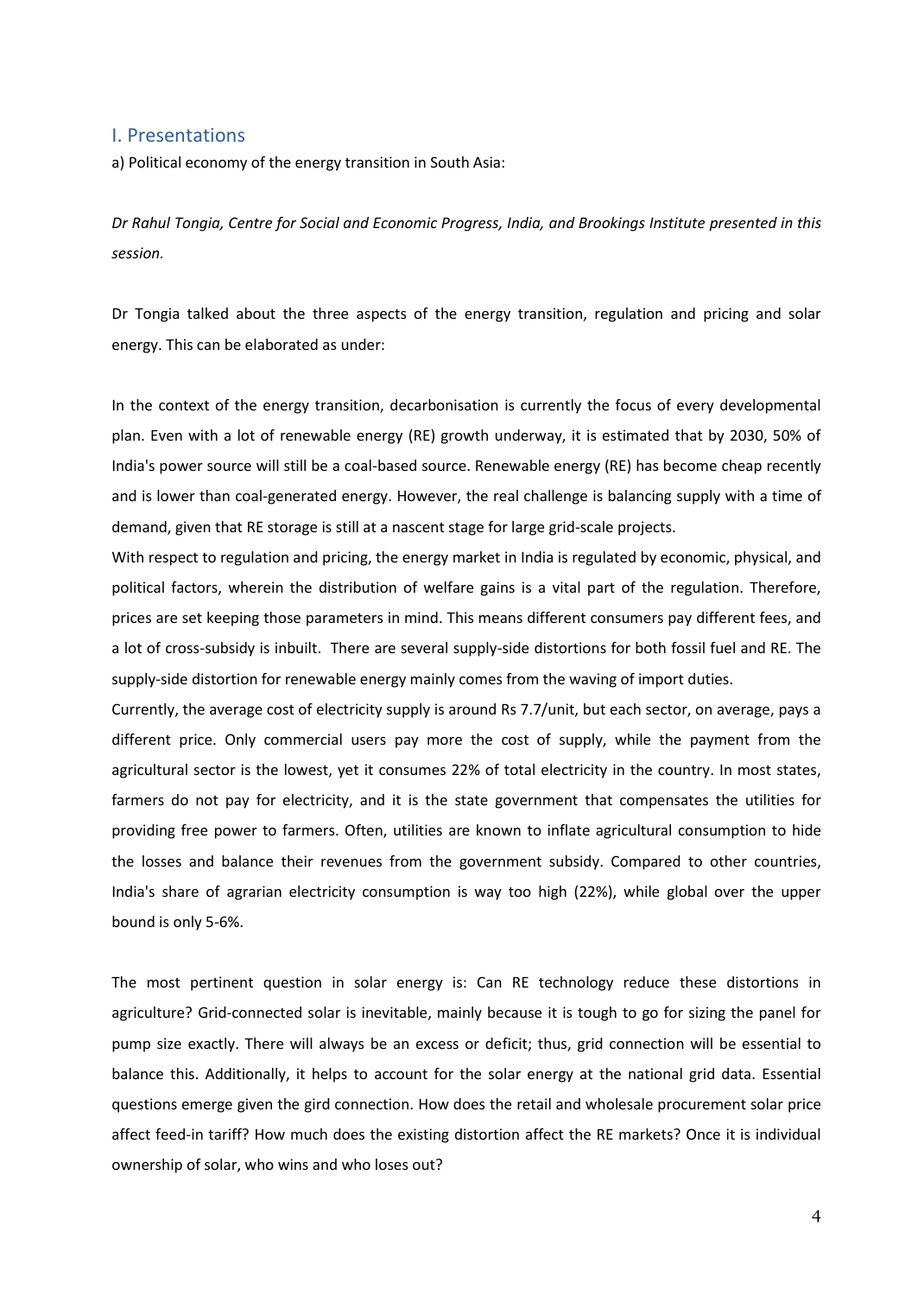## I. Presentations

a) Political economy of the energy transition in South Asia:

*Dr Rahul Tongia, Centre for Social and Economic Progress, India, and Brookings Institute presented in this session.*

Dr Tongia talked about the three aspects of the energy transition, regulation and pricing and solar energy. This can be elaborated as under:

In the context of the energy transition, decarbonisation is currently the focus of every developmental plan. Even with a lot of renewable energy (RE) growth underway, it is estimated that by 2030, 50% of India's power source will still be a coal-based source. Renewable energy (RE) has become cheap recently and is lower than coal-generated energy. However, the real challenge is balancing supply with a time of demand, given that RE storage is still at a nascent stage for large grid-scale projects.

With respect to regulation and pricing, the energy market in India is regulated by economic, physical, and political factors, wherein the distribution of welfare gains is a vital part of the regulation. Therefore, prices are set keeping those parameters in mind. This means different consumers pay different fees, and a lot of cross-subsidy is inbuilt. There are several supply-side distortions for both fossil fuel and RE. The supply-side distortion for renewable energy mainly comes from the waving of import duties.

Currently, the average cost of electricity supply is around Rs 7.7/unit, but each sector, on average, pays a different price. Only commercial users pay more the cost of supply, while the payment from the agricultural sector is the lowest, yet it consumes 22% of total electricity in the country. In most states, farmers do not pay for electricity, and it is the state government that compensates the utilities for providing free power to farmers. Often, utilities are known to inflate agricultural consumption to hide the losses and balance their revenues from the government subsidy. Compared to other countries, India's share of agrarian electricity consumption is way too high (22%), while global over the upper bound is only 5-6%.

The most pertinent question in solar energy is: Can RE technology reduce these distortions in agriculture? Grid-connected solar is inevitable, mainly because it is tough to go for sizing the panel for pump size exactly. There will always be an excess or deficit; thus, grid connection will be essential to balance this. Additionally, it helps to account for the solar energy at the national grid data. Essential questions emerge given the gird connection. How does the retail and wholesale procurement solar price affect feed-in tariff? How much does the existing distortion affect the RE markets? Once it is individual ownership of solar, who wins and who loses out?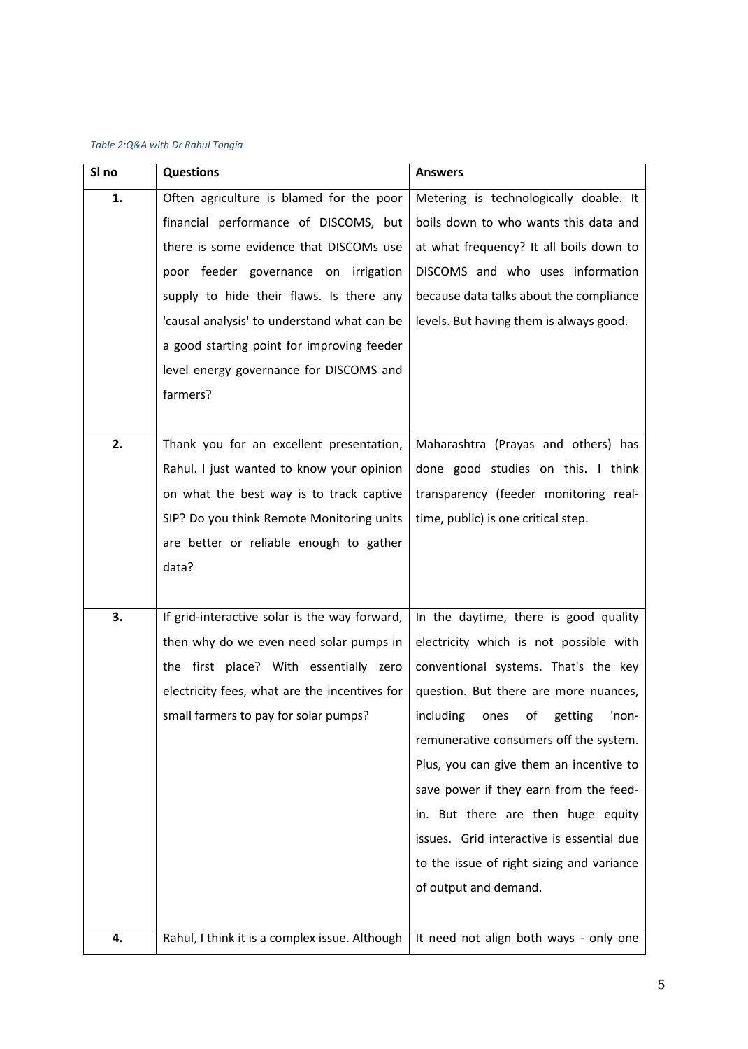*Table 2:Q&A with Dr Rahul Tongia*

| Sl no | Questions | Answers |
|---|---|---|
| 1. | Often agriculture is blamed for the poor financial performance of DISCOMS, but there is some evidence that DISCOMs use poor feeder governance on irrigation supply to hide their flaws. Is there any 'causal analysis' to understand what can be a good starting point for improving feeder level energy governance for DISCOMS and farmers? | Metering is technologically doable. It boils down to who wants this data and at what frequency? It all boils down to DISCOMS and who uses information because data talks about the compliance levels. But having them is always good. |
| 2. | Thank you for an excellent presentation, Rahul. I just wanted to know your opinion on what the best way is to track captive SIP? Do you think Remote Monitoring units are better or reliable enough to gather data? | Maharashtra (Prayas and others) has done good studies on this. I think transparency (feeder monitoring real-time, public) is one critical step. |
| 3. | If grid-interactive solar is the way forward, then why do we even need solar pumps in the first place? With essentially zero electricity fees, what are the incentives for small farmers to pay for solar pumps? | In the daytime, there is good quality electricity which is not possible with conventional systems. That's the key question. But there are more nuances, including ones of getting 'non-remunerative consumers off the system. Plus, you can give them an incentive to save power if they earn from the feed-in. But there are then huge equity issues. Grid interactive is essential due to the issue of right sizing and variance of output and demand. |
| 4. | Rahul, I think it is a complex issue. Although | It need not align both ways - only one |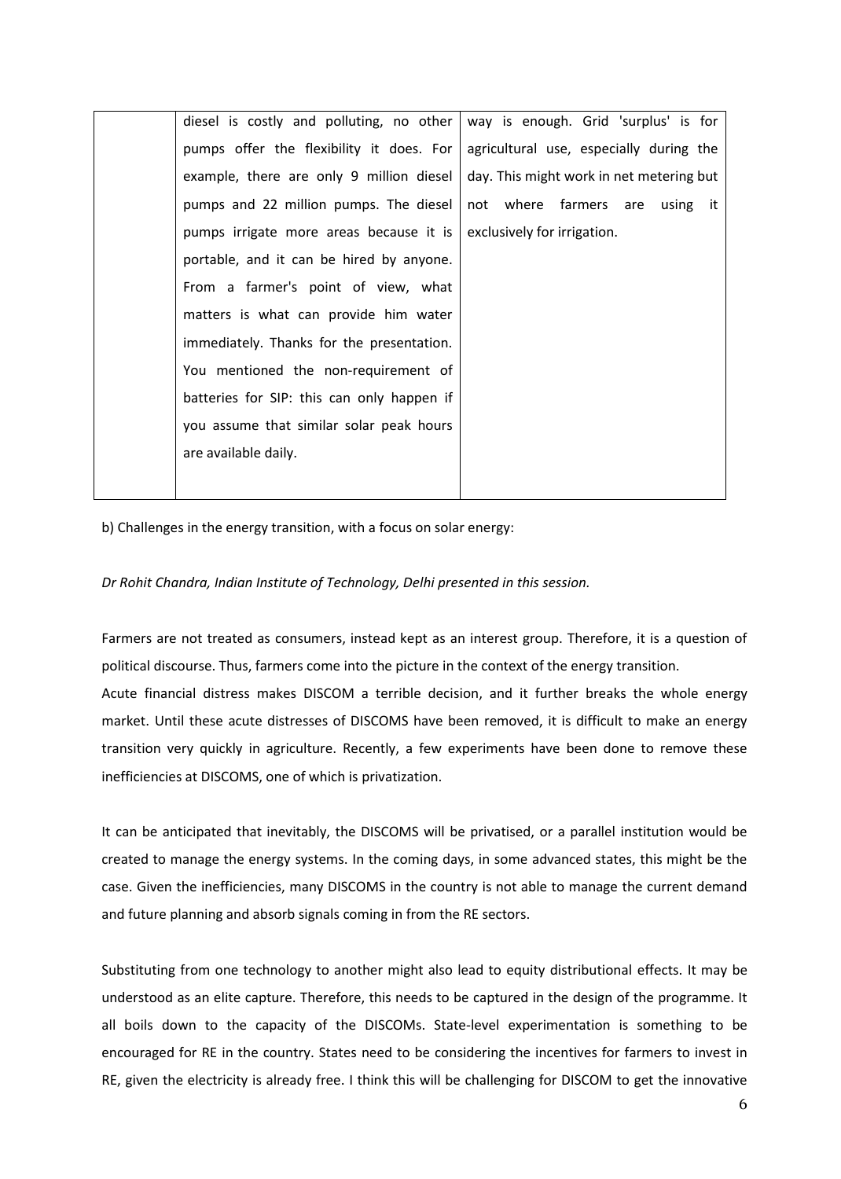|  | diesel is costly and polluting, no other pumps offer the flexibility it does. For example, there are only 9 million diesel pumps and 22 million pumps. The diesel pumps irrigate more areas because it is portable, and it can be hired by anyone. From a farmer's point of view, what matters is what can provide him water immediately. Thanks for the presentation. You mentioned the non-requirement of batteries for SIP: this can only happen if you assume that similar solar peak hours are available daily. | way is enough. Grid 'surplus' is for agricultural use, especially during the day. This might work in net metering but not where farmers are using it exclusively for irrigation. |
|---|---|---|

b) Challenges in the energy transition, with a focus on solar energy:

*Dr Rohit Chandra, Indian Institute of Technology, Delhi presented in this session.*

Farmers are not treated as consumers, instead kept as an interest group. Therefore, it is a question of political discourse. Thus, farmers come into the picture in the context of the energy transition.
Acute financial distress makes DISCOM a terrible decision, and it further breaks the whole energy market. Until these acute distresses of DISCOMS have been removed, it is difficult to make an energy transition very quickly in agriculture. Recently, a few experiments have been done to remove these inefficiencies at DISCOMS, one of which is privatization.

It can be anticipated that inevitably, the DISCOMS will be privatised, or a parallel institution would be created to manage the energy systems. In the coming days, in some advanced states, this might be the case. Given the inefficiencies, many DISCOMS in the country is not able to manage the current demand and future planning and absorb signals coming in from the RE sectors.

Substituting from one technology to another might also lead to equity distributional effects. It may be understood as an elite capture. Therefore, this needs to be captured in the design of the programme. It all boils down to the capacity of the DISCOMs. State-level experimentation is something to be encouraged for RE in the country. States need to be considering the incentives for farmers to invest in RE, given the electricity is already free. I think this will be challenging for DISCOM to get the innovative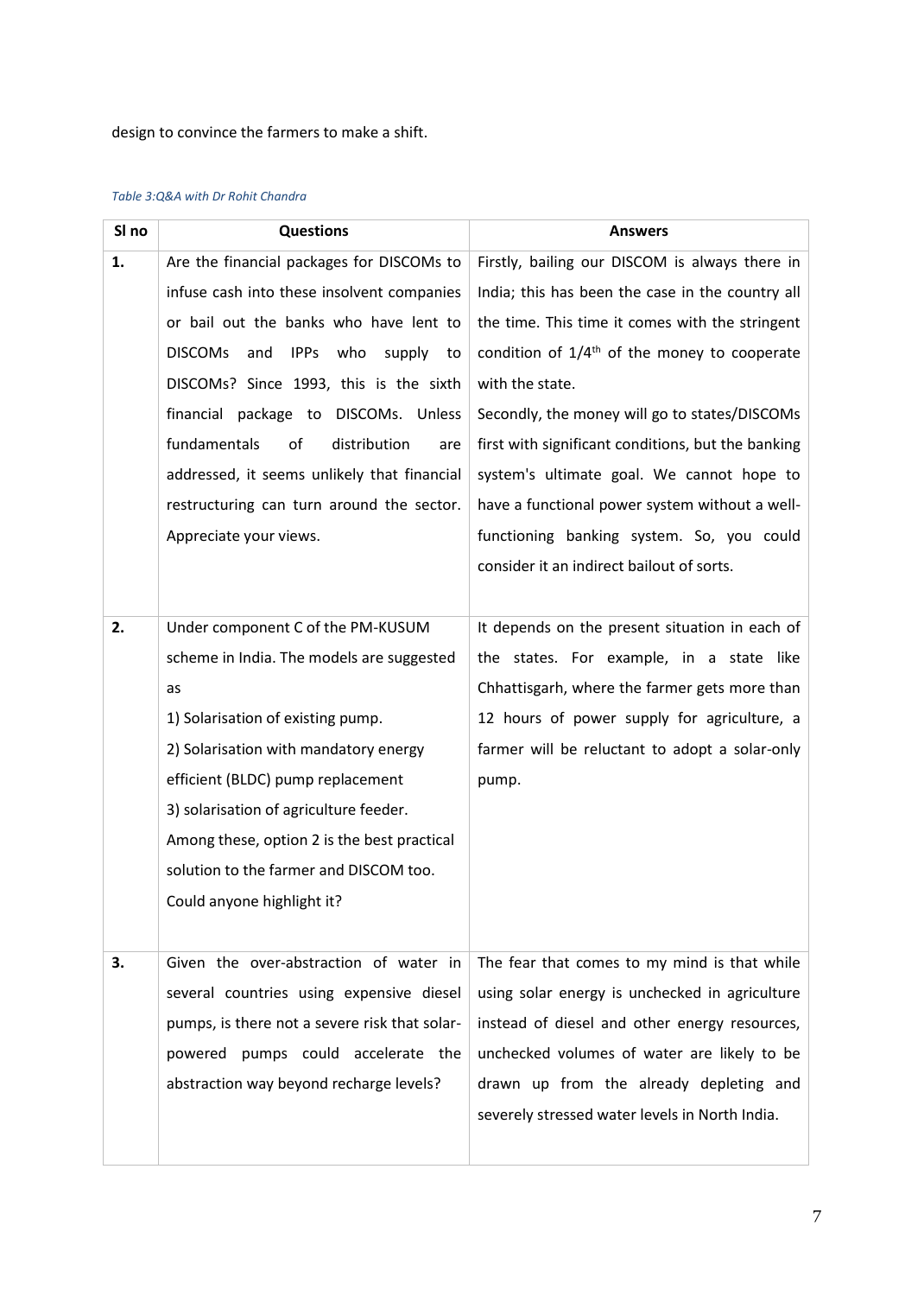design to convince the farmers to make a shift.

*Table 3:Q&A with Dr Rohit Chandra*

| Sl no | Questions | Answers |
|---|---|---|
| **1.** | Are the financial packages for DISCOMs to infuse cash into these insolvent companies or bail out the banks who have lent to DISCOMs and IPPs who supply to DISCOMs? Since 1993, this is the sixth financial package to DISCOMs. Unless fundamentals of distribution are addressed, it seems unlikely that financial restructuring can turn around the sector. Appreciate your views. | Firstly, bailing our DISCOM is always there in India; this has been the case in the country all the time. This time it comes with the stringent condition of 1/4$^{th}$ of the money to cooperate with the state. Secondly, the money will go to states/DISCOMs first with significant conditions, but the banking system's ultimate goal. We cannot hope to have a functional power system without a well-functioning banking system. So, you could consider it an indirect bailout of sorts. |
| **2.** | Under component C of the PM-KUSUM scheme in India. The models are suggested as 1) Solarisation of existing pump. 2) Solarisation with mandatory energy efficient (BLDC) pump replacement 3) solarisation of agriculture feeder. Among these, option 2 is the best practical solution to the farmer and DISCOM too. Could anyone highlight it? | It depends on the present situation in each of the states. For example, in a state like Chhattisgarh, where the farmer gets more than 12 hours of power supply for agriculture, a farmer will be reluctant to adopt a solar-only pump. |
| **3.** | Given the over-abstraction of water in several countries using expensive diesel pumps, is there not a severe risk that solar-powered pumps could accelerate the abstraction way beyond recharge levels? | The fear that comes to my mind is that while using solar energy is unchecked in agriculture instead of diesel and other energy resources, unchecked volumes of water are likely to be drawn up from the already depleting and severely stressed water levels in North India. |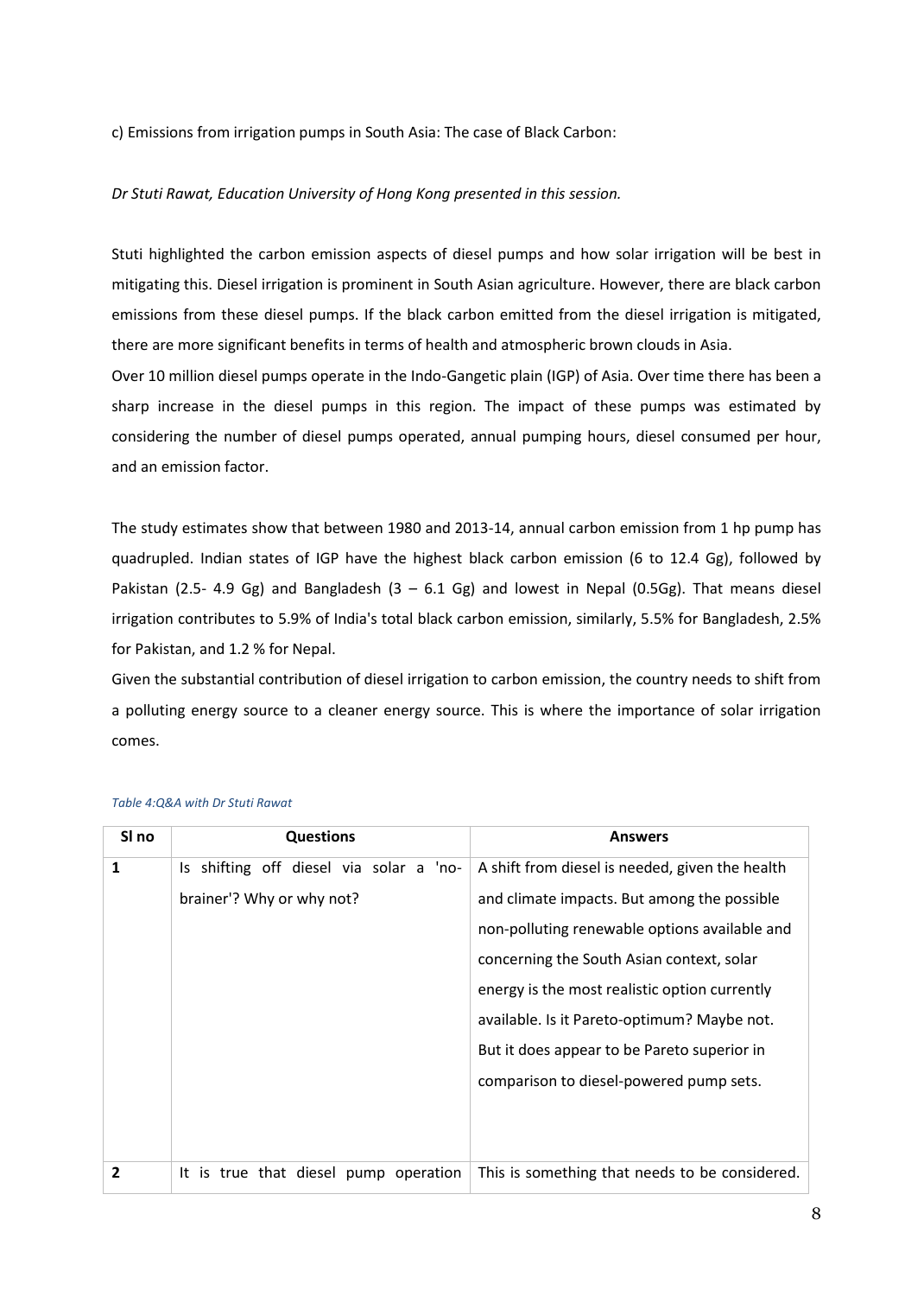c) Emissions from irrigation pumps in South Asia: The case of Black Carbon:

*Dr Stuti Rawat, Education University of Hong Kong presented in this session.*

Stuti highlighted the carbon emission aspects of diesel pumps and how solar irrigation will be best in mitigating this. Diesel irrigation is prominent in South Asian agriculture. However, there are black carbon emissions from these diesel pumps. If the black carbon emitted from the diesel irrigation is mitigated, there are more significant benefits in terms of health and atmospheric brown clouds in Asia.

Over 10 million diesel pumps operate in the Indo-Gangetic plain (IGP) of Asia. Over time there has been a sharp increase in the diesel pumps in this region. The impact of these pumps was estimated by considering the number of diesel pumps operated, annual pumping hours, diesel consumed per hour, and an emission factor.

The study estimates show that between 1980 and 2013-14, annual carbon emission from 1 hp pump has quadrupled. Indian states of IGP have the highest black carbon emission (6 to 12.4 Gg), followed by Pakistan (2.5- 4.9 Gg) and Bangladesh (3 – 6.1 Gg) and lowest in Nepal (0.5Gg). That means diesel irrigation contributes to 5.9% of India's total black carbon emission, similarly, 5.5% for Bangladesh, 2.5% for Pakistan, and 1.2 % for Nepal.

Given the substantial contribution of diesel irrigation to carbon emission, the country needs to shift from a polluting energy source to a cleaner energy source. This is where the importance of solar irrigation comes.

*Table 4:Q&A with Dr Stuti Rawat*

| Sl no | Questions | Answers |
|---|---|---|
| **1** | Is shifting off diesel via solar a 'no-brainer'? Why or why not? | A shift from diesel is needed, given the health and climate impacts. But among the possible non-polluting renewable options available and concerning the South Asian context, solar energy is the most realistic option currently available. Is it Pareto-optimum? Maybe not. But it does appear to be Pareto superior in comparison to diesel-powered pump sets. |
| **2** | It is true that diesel pump operation | This is something that needs to be considered. |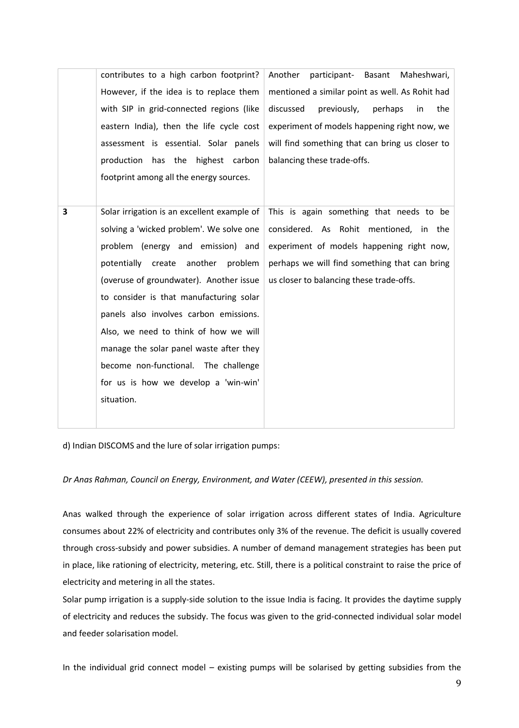| | | |
|---|---|---|
| | contributes to a high carbon footprint? However, if the idea is to replace them with SIP in grid-connected regions (like eastern India), then the life cycle cost assessment is essential. Solar panels production has the highest carbon footprint among all the energy sources. | Another participant- Basant Maheshwari, mentioned a similar point as well. As Rohit had discussed previously, perhaps in the experiment of models happening right now, we will find something that can bring us closer to balancing these trade-offs. |
| **3** | Solar irrigation is an excellent example of solving a 'wicked problem'. We solve one problem (energy and emission) and potentially create another problem (overuse of groundwater). Another issue to consider is that manufacturing solar panels also involves carbon emissions. Also, we need to think of how we will manage the solar panel waste after they become non-functional. The challenge for us is how we develop a 'win-win' situation. | This is again something that needs to be considered. As Rohit mentioned, in the experiment of models happening right now, perhaps we will find something that can bring us closer to balancing these trade-offs. |

d) Indian DISCOMS and the lure of solar irrigation pumps:

*Dr Anas Rahman, Council on Energy, Environment, and Water (CEEW), presented in this session.*

Anas walked through the experience of solar irrigation across different states of India. Agriculture consumes about 22% of electricity and contributes only 3% of the revenue. The deficit is usually covered through cross-subsidy and power subsidies. A number of demand management strategies has been put in place, like rationing of electricity, metering, etc. Still, there is a political constraint to raise the price of electricity and metering in all the states.

Solar pump irrigation is a supply-side solution to the issue India is facing. It provides the daytime supply of electricity and reduces the subsidy. The focus was given to the grid-connected individual solar model and feeder solarisation model.

In the individual grid connect model – existing pumps will be solarised by getting subsidies from the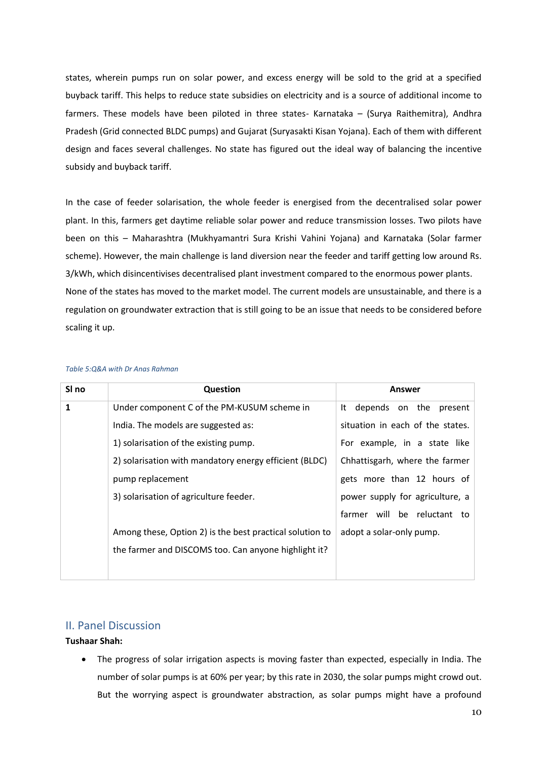states, wherein pumps run on solar power, and excess energy will be sold to the grid at a specified buyback tariff. This helps to reduce state subsidies on electricity and is a source of additional income to farmers. These models have been piloted in three states- Karnataka – (Surya Raithemitra), Andhra Pradesh (Grid connected BLDC pumps) and Gujarat (Suryasakti Kisan Yojana). Each of them with different design and faces several challenges. No state has figured out the ideal way of balancing the incentive subsidy and buyback tariff.

In the case of feeder solarisation, the whole feeder is energised from the decentralised solar power plant. In this, farmers get daytime reliable solar power and reduce transmission losses. Two pilots have been on this – Maharashtra (Mukhyamantri Sura Krishi Vahini Yojana) and Karnataka (Solar farmer scheme). However, the main challenge is land diversion near the feeder and tariff getting low around Rs. 3/kWh, which disincentivises decentralised plant investment compared to the enormous power plants.
None of the states has moved to the market model. The current models are unsustainable, and there is a regulation on groundwater extraction that is still going to be an issue that needs to be considered before scaling it up.

*Table 5:Q&A with Dr Anas Rahman*

| Sl no | Question | Answer |
|---|---|---|
| 1 | Under component C of the PM-KUSUM scheme in India. The models are suggested as:<br>1) solarisation of the existing pump.<br>2) solarisation with mandatory energy efficient (BLDC) pump replacement<br>3) solarisation of agriculture feeder.<br><br>Among these, Option 2) is the best practical solution to the farmer and DISCOMS too. Can anyone highlight it? | It depends on the present situation in each of the states. For example, in a state like Chhattisgarh, where the farmer gets more than 12 hours of power supply for agriculture, a farmer will be reluctant to adopt a solar-only pump. |

## II. Panel Discussion

**Tushaar Shah:**

- The progress of solar irrigation aspects is moving faster than expected, especially in India. The number of solar pumps is at 60% per year; by this rate in 2030, the solar pumps might crowd out. But the worrying aspect is groundwater abstraction, as solar pumps might have a profound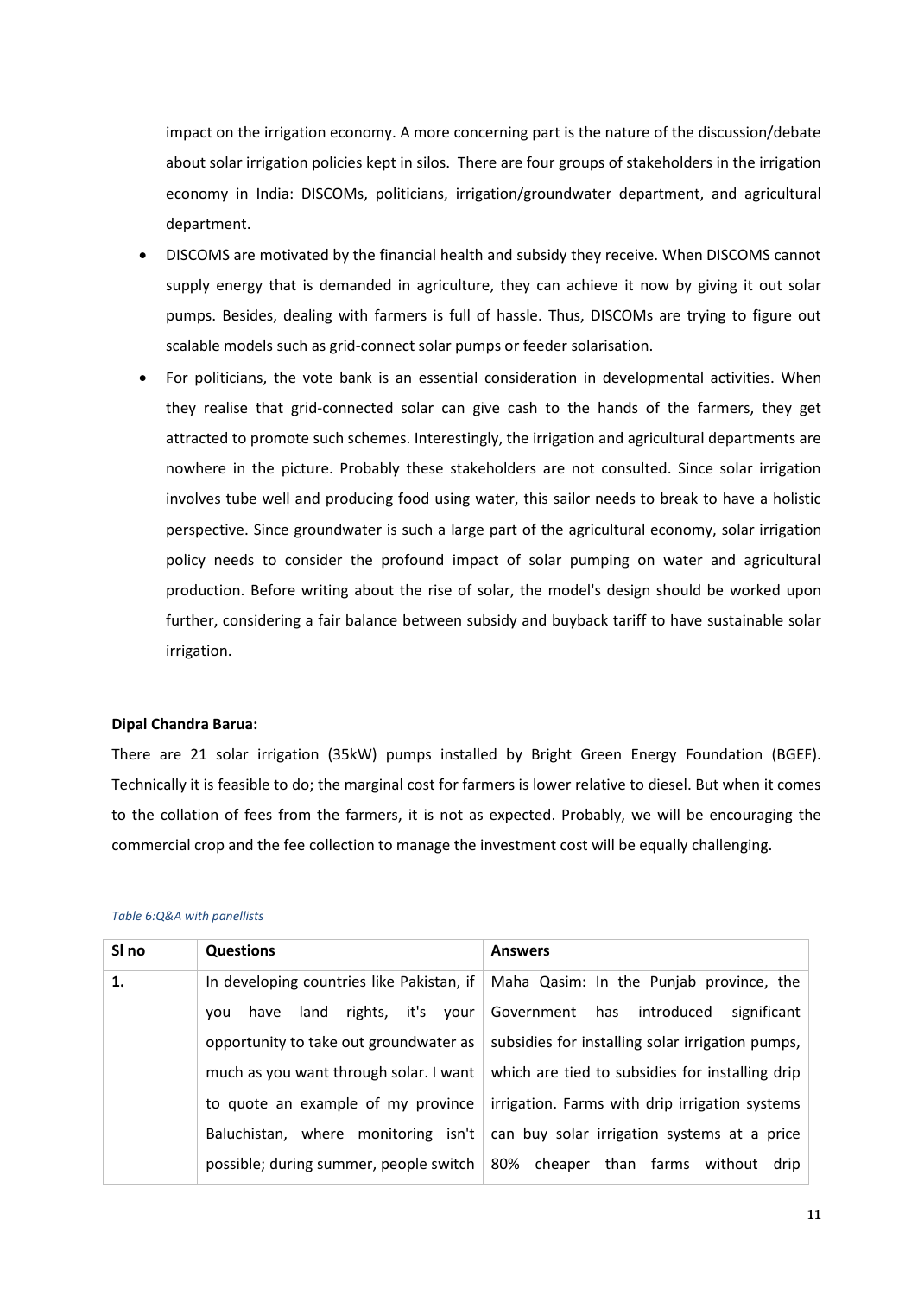impact on the irrigation economy. A more concerning part is the nature of the discussion/debate about solar irrigation policies kept in silos. There are four groups of stakeholders in the irrigation economy in India: DISCOMs, politicians, irrigation/groundwater department, and agricultural department.

- DISCOMS are motivated by the financial health and subsidy they receive. When DISCOMS cannot supply energy that is demanded in agriculture, they can achieve it now by giving it out solar pumps. Besides, dealing with farmers is full of hassle. Thus, DISCOMs are trying to figure out scalable models such as grid-connect solar pumps or feeder solarisation.
- For politicians, the vote bank is an essential consideration in developmental activities. When they realise that grid-connected solar can give cash to the hands of the farmers, they get attracted to promote such schemes. Interestingly, the irrigation and agricultural departments are nowhere in the picture. Probably these stakeholders are not consulted. Since solar irrigation involves tube well and producing food using water, this sailor needs to break to have a holistic perspective. Since groundwater is such a large part of the agricultural economy, solar irrigation policy needs to consider the profound impact of solar pumping on water and agricultural production. Before writing about the rise of solar, the model's design should be worked upon further, considering a fair balance between subsidy and buyback tariff to have sustainable solar irrigation.

**Dipal Chandra Barua:**

There are 21 solar irrigation (35kW) pumps installed by Bright Green Energy Foundation (BGEF). Technically it is feasible to do; the marginal cost for farmers is lower relative to diesel. But when it comes to the collation of fees from the farmers, it is not as expected. Probably, we will be encouraging the commercial crop and the fee collection to manage the investment cost will be equally challenging.

*Table 6:Q&A with panellists*

| Sl no | Questions | Answers |
| --- | --- | --- |
| **1.** | In developing countries like Pakistan, if you have land rights, it's your opportunity to take out groundwater as much as you want through solar. I want to quote an example of my province Baluchistan, where monitoring isn't possible; during summer, people switch | Maha Qasim: In the Punjab province, the Government has introduced significant subsidies for installing solar irrigation pumps, which are tied to subsidies for installing drip irrigation. Farms with drip irrigation systems can buy solar irrigation systems at a price 80% cheaper than farms without drip |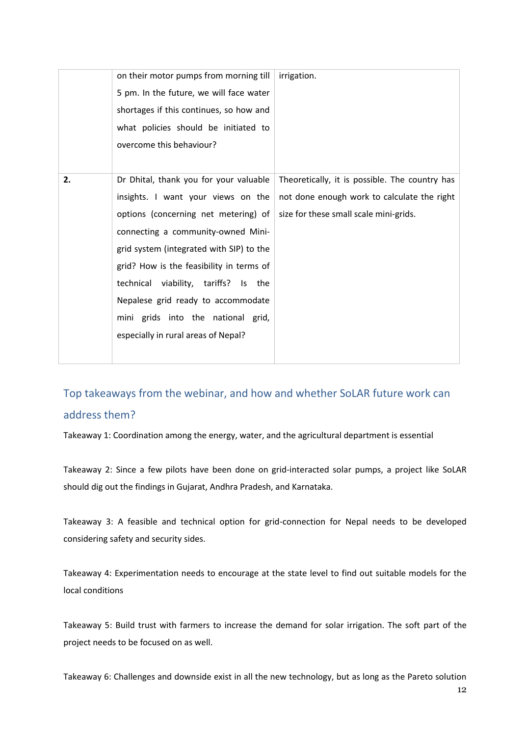| | | |
|---|---|---|
| | on their motor pumps from morning till 5 pm. In the future, we will face water shortages if this continues, so how and what policies should be initiated to overcome this behaviour? | irrigation. |
| **2.** | Dr Dhital, thank you for your valuable insights. I want your views on the options (concerning net metering) of connecting a community-owned Mini-grid system (integrated with SIP) to the grid? How is the feasibility in terms of technical viability, tariffs? Is the Nepalese grid ready to accommodate mini grids into the national grid, especially in rural areas of Nepal? | Theoretically, it is possible. The country has not done enough work to calculate the right size for these small scale mini-grids. |

## Top takeaways from the webinar, and how and whether SoLAR future work can address them?

Takeaway 1: Coordination among the energy, water, and the agricultural department is essential

Takeaway 2: Since a few pilots have been done on grid-interacted solar pumps, a project like SoLAR should dig out the findings in Gujarat, Andhra Pradesh, and Karnataka.

Takeaway 3: A feasible and technical option for grid-connection for Nepal needs to be developed considering safety and security sides.

Takeaway 4: Experimentation needs to encourage at the state level to find out suitable models for the local conditions

Takeaway 5: Build trust with farmers to increase the demand for solar irrigation. The soft part of the project needs to be focused on as well.

Takeaway 6: Challenges and downside exist in all the new technology, but as long as the Pareto solution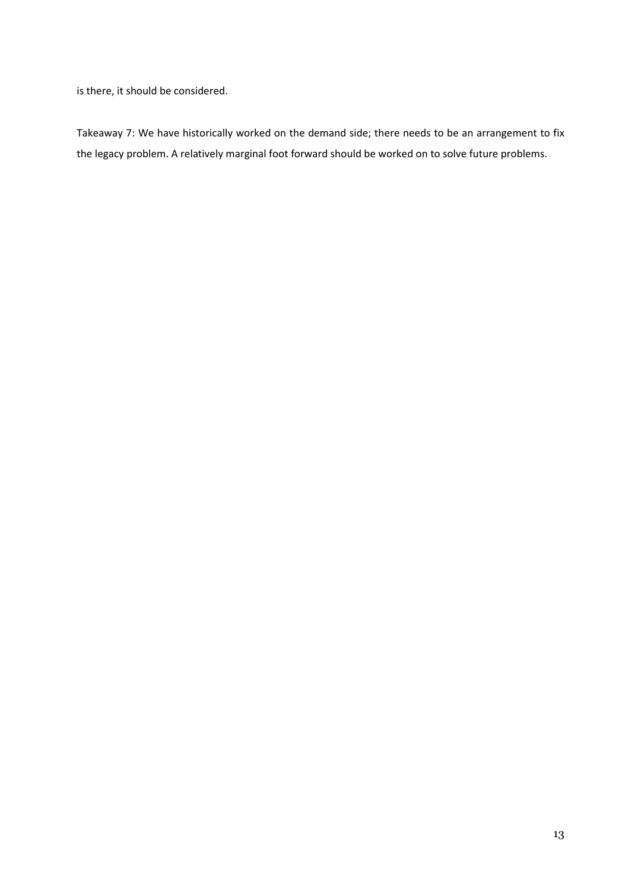is there, it should be considered.

Takeaway 7: We have historically worked on the demand side; there needs to be an arrangement to fix the legacy problem. A relatively marginal foot forward should be worked on to solve future problems.